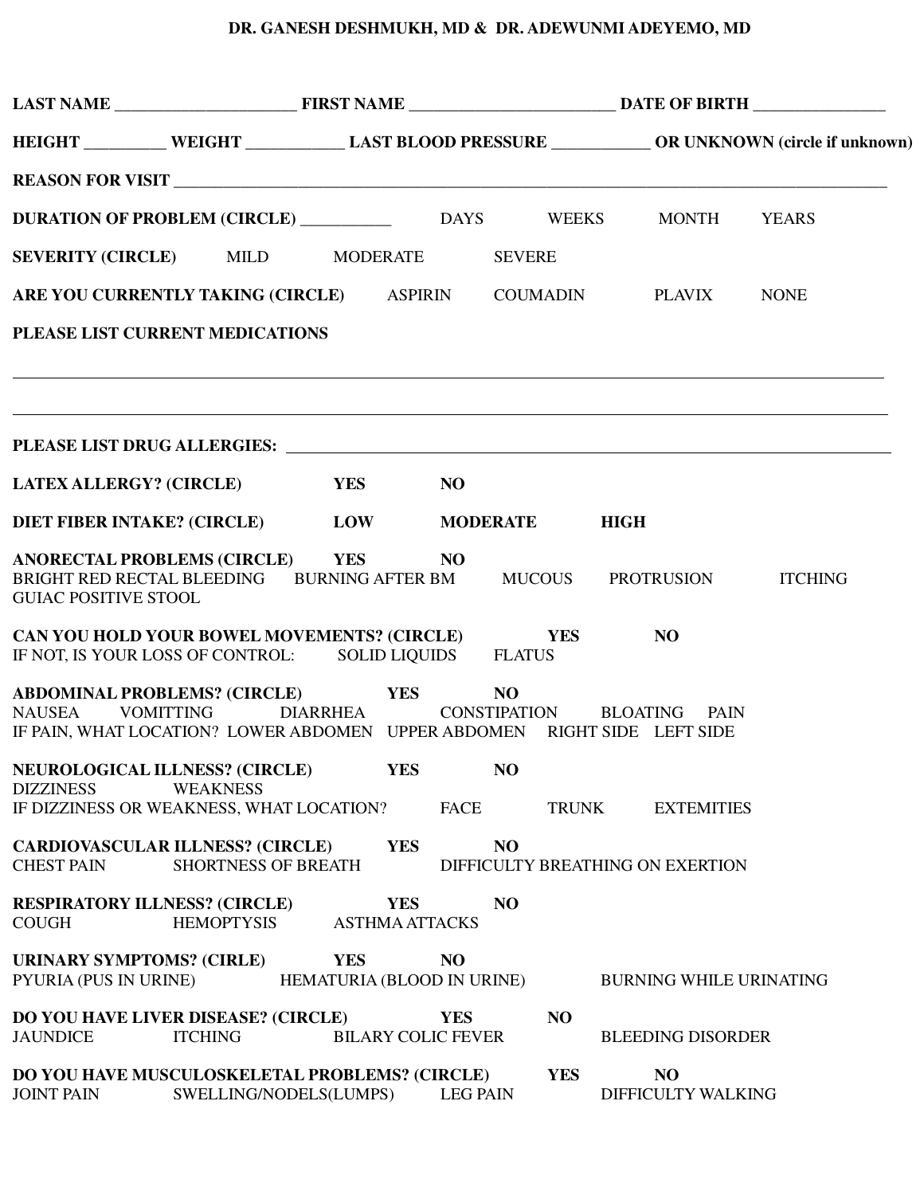**DR. GANESH DESHMUKH, MD & DR. ADEWUNMI ADEYEMO, MD**

**LAST NAME** ______________________ **FIRST NAME** ________________________ **DATE OF BIRTH** _______________

**HEIGHT** _________ **WEIGHT** ___________ **LAST BLOOD PRESSURE** ___________ **OR UNKNOWN (circle if unknown)**

**REASON FOR VISIT** ________________________________________________________________________________________

**DURATION OF PROBLEM (CIRCLE)** __________ DAYS WEEKS MONTH YEARS

**SEVERITY (CIRCLE)** MILD MODERATE SEVERE

**ARE YOU CURRENTLY TAKING (CIRCLE)** ASPIRIN COUMADIN PLAVIX NONE

**PLEASE LIST CURRENT MEDICATIONS**

_____________________________________________________________________________________________________

_____________________________________________________________________________________________________

**PLEASE LIST DRUG ALLERGIES:** ________________________________________________________________________

**LATEX ALLERGY? (CIRCLE)** **YES** **NO**

**DIET FIBER INTAKE? (CIRCLE)** **LOW** **MODERATE** **HIGH**

**ANORECTAL PROBLEMS (CIRCLE)** **YES** **NO**
BRIGHT RED RECTAL BLEEDING BURNING AFTER BM MUCOUS PROTRUSION ITCHING
GUIAC POSITIVE STOOL

**CAN YOU HOLD YOUR BOWEL MOVEMENTS? (CIRCLE)** **YES** **NO**
IF NOT, IS YOUR LOSS OF CONTROL: SOLID LIQUIDS FLATUS

**ABDOMINAL PROBLEMS? (CIRCLE)** **YES** **NO**
NAUSEA VOMITTING DIARRHEA CONSTIPATION BLOATING PAIN
IF PAIN, WHAT LOCATION? LOWER ABDOMEN UPPER ABDOMEN RIGHT SIDE LEFT SIDE

**NEUROLOGICAL ILLNESS? (CIRCLE)** **YES** **NO**
DIZZINESS WEAKNESS
IF DIZZINESS OR WEAKNESS, WHAT LOCATION? FACE TRUNK EXTEMITIES

**CARDIOVASCULAR ILLNESS? (CIRCLE)** **YES** **NO**
CHEST PAIN SHORTNESS OF BREATH DIFFICULTY BREATHING ON EXERTION

**RESPIRATORY ILLNESS? (CIRCLE)** **YES** **NO**
COUGH HEMOPTYSIS ASTHMA ATTACKS

**URINARY SYMPTOMS? (CIRLE)** **YES** **NO**
PYURIA (PUS IN URINE) HEMATURIA (BLOOD IN URINE) BURNING WHILE URINATING

**DO YOU HAVE LIVER DISEASE? (CIRCLE)** **YES** **NO**
JAUNDICE ITCHING BILARY COLIC FEVER BLEEDING DISORDER

**DO YOU HAVE MUSCULOSKELETAL PROBLEMS? (CIRCLE)** **YES** **NO**
JOINT PAIN SWELLING/NODELS(LUMPS) LEG PAIN DIFFICULTY WALKING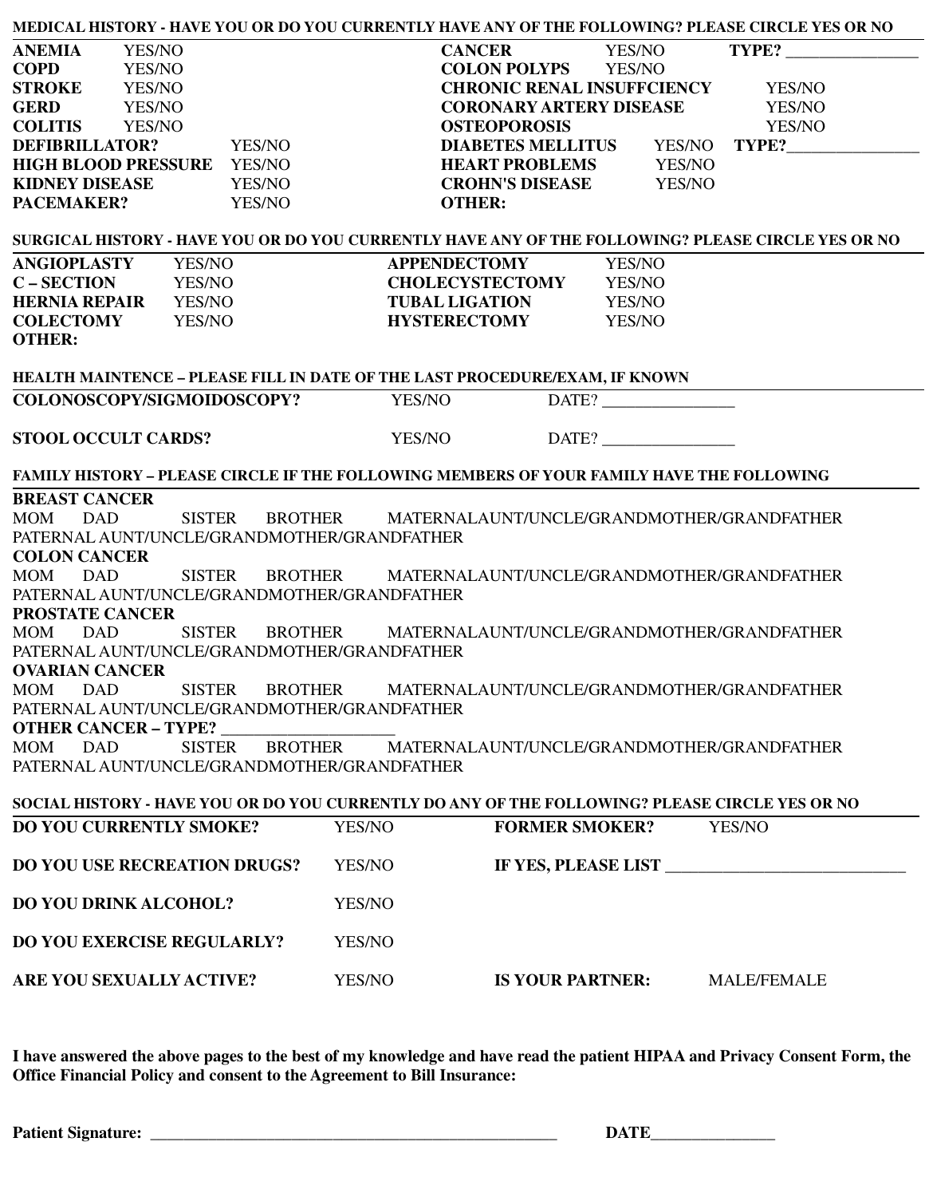## MEDICAL HISTORY - HAVE YOU OR DO YOU CURRENTLY HAVE ANY OF THE FOLLOWING? PLEASE CIRCLE YES OR NO

| | | | | |
|---|---|---|---|---|
| **ANEMIA** | YES/NO | **CANCER** | YES/NO | **TYPE?** ________________ |
| **COPD** | YES/NO | **COLON POLYPS** | YES/NO | |
| **STROKE** | YES/NO | **CHRONIC RENAL INSUFFCIENCY** | YES/NO | |
| **GERD** | YES/NO | **CORONARY ARTERY DISEASE** | YES/NO | |
| **COLITIS** | YES/NO | **OSTEOPOROSIS** | YES/NO | |
| **DEFIBRILLATOR?** | YES/NO | **DIABETES MELLITUS** | YES/NO | **TYPE?**________________ |
| **HIGH BLOOD PRESSURE** | YES/NO | **HEART PROBLEMS** | YES/NO | |
| **KIDNEY DISEASE** | YES/NO | **CROHN'S DISEASE** | YES/NO | |
| **PACEMAKER?** | YES/NO | **OTHER:** | | |

## SURGICAL HISTORY - HAVE YOU OR DO YOU CURRENTLY HAVE ANY OF THE FOLLOWING? PLEASE CIRCLE YES OR NO

| | | | |
|---|---|---|---|
| **ANGIOPLASTY** | YES/NO | **APPENDECTOMY** | YES/NO |
| **C – SECTION** | YES/NO | **CHOLECYSTECTOMY** | YES/NO |
| **HERNIA REPAIR** | YES/NO | **TUBAL LIGATION** | YES/NO |
| **COLECTOMY** | YES/NO | **HYSTERECTOMY** | YES/NO |
| **OTHER:** | | | |

## HEALTH MAINTENCE – PLEASE FILL IN DATE OF THE LAST PROCEDURE/EXAM, IF KNOWN

| | | |
|---|---|---|
| **COLONOSCOPY/SIGMOIDOSCOPY?** | YES/NO | DATE? ________________ |
| **STOOL OCCULT CARDS?** | YES/NO | DATE? ________________ |

## FAMILY HISTORY – PLEASE CIRCLE IF THE FOLLOWING MEMBERS OF YOUR FAMILY HAVE THE FOLLOWING

**BREAST CANCER**
MOM DAD SISTER BROTHER MATERNALAUNT/UNCLE/GRANDMOTHER/GRANDFATHER
PATERNAL AUNT/UNCLE/GRANDMOTHER/GRANDFATHER

**COLON CANCER**
MOM DAD SISTER BROTHER MATERNALAUNT/UNCLE/GRANDMOTHER/GRANDFATHER
PATERNAL AUNT/UNCLE/GRANDMOTHER/GRANDFATHER

**PROSTATE CANCER**
MOM DAD SISTER BROTHER MATERNALAUNT/UNCLE/GRANDMOTHER/GRANDFATHER
PATERNAL AUNT/UNCLE/GRANDMOTHER/GRANDFATHER

**OVARIAN CANCER**
MOM DAD SISTER BROTHER MATERNALAUNT/UNCLE/GRANDMOTHER/GRANDFATHER
PATERNAL AUNT/UNCLE/GRANDMOTHER/GRANDFATHER

**OTHER CANCER – TYPE?** _____________________
MOM DAD SISTER BROTHER MATERNALAUNT/UNCLE/GRANDMOTHER/GRANDFATHER
PATERNAL AUNT/UNCLE/GRANDMOTHER/GRANDFATHER

## SOCIAL HISTORY - HAVE YOU OR DO YOU CURRENTLY DO ANY OF THE FOLLOWING? PLEASE CIRCLE YES OR NO

| | | | |
|---|---|---|---|
| **DO YOU CURRENTLY SMOKE?** | YES/NO | **FORMER SMOKER?** | YES/NO |
| **DO YOU USE RECREATION DRUGS?** | YES/NO | **IF YES, PLEASE LIST** ______________________________ | |
| **DO YOU DRINK ALCOHOL?** | YES/NO | | |
| **DO YOU EXERCISE REGULARLY?** | YES/NO | | |
| **ARE YOU SEXUALLY ACTIVE?** | YES/NO | **IS YOUR PARTNER:** | MALE/FEMALE |

**I have answered the above pages to the best of my knowledge and have read the patient HIPAA and Privacy Consent Form, the Office Financial Policy and consent to the Agreement to Bill Insurance:**

**Patient Signature:** ____________________________________________________ **DATE**________________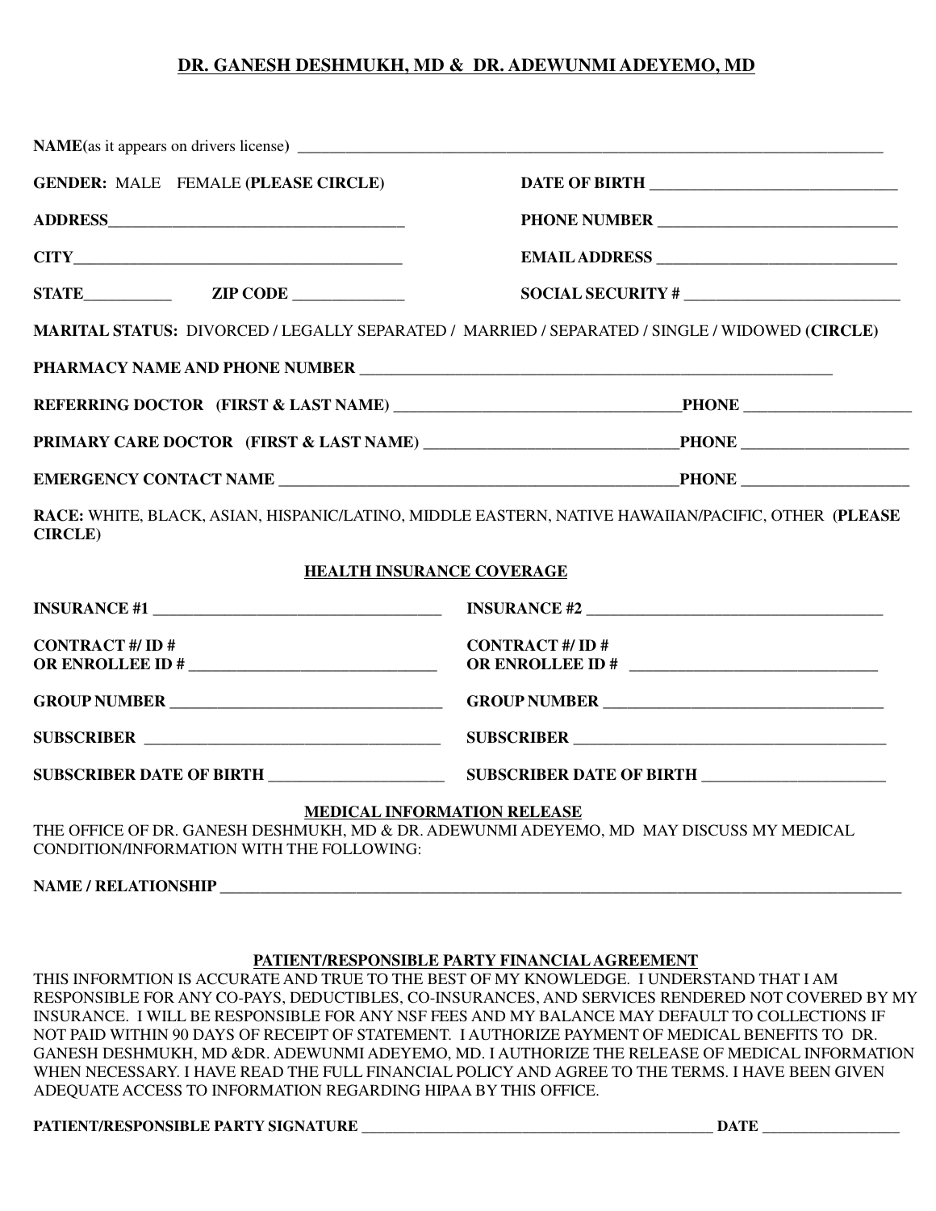## DR. GANESH DESHMUKH, MD & DR. ADEWUNMI ADEYEMO, MD

**NAME**(as it appears on drivers license) ______________________________________________

**GENDER:** MALE FEMALE (**PLEASE CIRCLE**)

**DATE OF BIRTH** ______________________________

**ADDRESS**______________________________________

**PHONE NUMBER** ______________________________

**CITY**__________________________________________

**EMAIL ADDRESS** ______________________________

**STATE**___________ **ZIP CODE** ______________

**SOCIAL SECURITY #** ___________________________

**MARITAL STATUS:** DIVORCED / LEGALLY SEPARATED / MARRIED / SEPARATED / SINGLE / WIDOWED (**CIRCLE**)

**PHARMACY NAME AND PHONE NUMBER** ______________________________________________

**REFERRING DOCTOR (FIRST & LAST NAME)** ___________________________________**PHONE** ____________________

**PRIMARY CARE DOCTOR (FIRST & LAST NAME)** ______________________________**PHONE** ____________________

**EMERGENCY CONTACT NAME** ________________________________________________**PHONE** ____________________

**RACE:** WHITE, BLACK, ASIAN, HISPANIC/LATINO, MIDDLE EASTERN, NATIVE HAWAIIAN/PACIFIC, OTHER (**PLEASE CIRCLE**)

### HEALTH INSURANCE COVERAGE

**INSURANCE #1** _____________________________________

**CONTRACT #/ ID #**
**OR ENROLLEE ID #** ______________________________

**GROUP NUMBER** __________________________________

**SUBSCRIBER** _____________________________________

**SUBSCRIBER DATE OF BIRTH** _____________________

**INSURANCE #2** _____________________________________

**CONTRACT #/ ID #**
**OR ENROLLEE ID #** ______________________________

**GROUP NUMBER** __________________________________

**SUBSCRIBER** _____________________________________

**SUBSCRIBER DATE OF BIRTH** _____________________

### MEDICAL INFORMATION RELEASE

THE OFFICE OF DR. GANESH DESHMUKH, MD & DR. ADEWUNMI ADEYEMO, MD MAY DISCUSS MY MEDICAL CONDITION/INFORMATION WITH THE FOLLOWING:

**NAME / RELATIONSHIP** ______________________________________________________________________

### PATIENT/RESPONSIBLE PARTY FINANCIAL AGREEMENT

THIS INFORMTION IS ACCURATE AND TRUE TO THE BEST OF MY KNOWLEDGE. I UNDERSTAND THAT I AM RESPONSIBLE FOR ANY CO-PAYS, DEDUCTIBLES, CO-INSURANCES, AND SERVICES RENDERED NOT COVERED BY MY INSURANCE. I WILL BE RESPONSIBLE FOR ANY NSF FEES AND MY BALANCE MAY DEFAULT TO COLLECTIONS IF NOT PAID WITHIN 90 DAYS OF RECEIPT OF STATEMENT. I AUTHORIZE PAYMENT OF MEDICAL BENEFITS TO DR. GANESH DESHMUKH, MD &DR. ADEWUNMI ADEYEMO, MD. I AUTHORIZE THE RELEASE OF MEDICAL INFORMATION WHEN NECESSARY. I HAVE READ THE FULL FINANCIAL POLICY AND AGREE TO THE TERMS. I HAVE BEEN GIVEN ADEQUATE ACCESS TO INFORMATION REGARDING HIPAA BY THIS OFFICE.

**PATIENT/RESPONSIBLE PARTY SIGNATURE** _____________________________________________ **DATE** _________________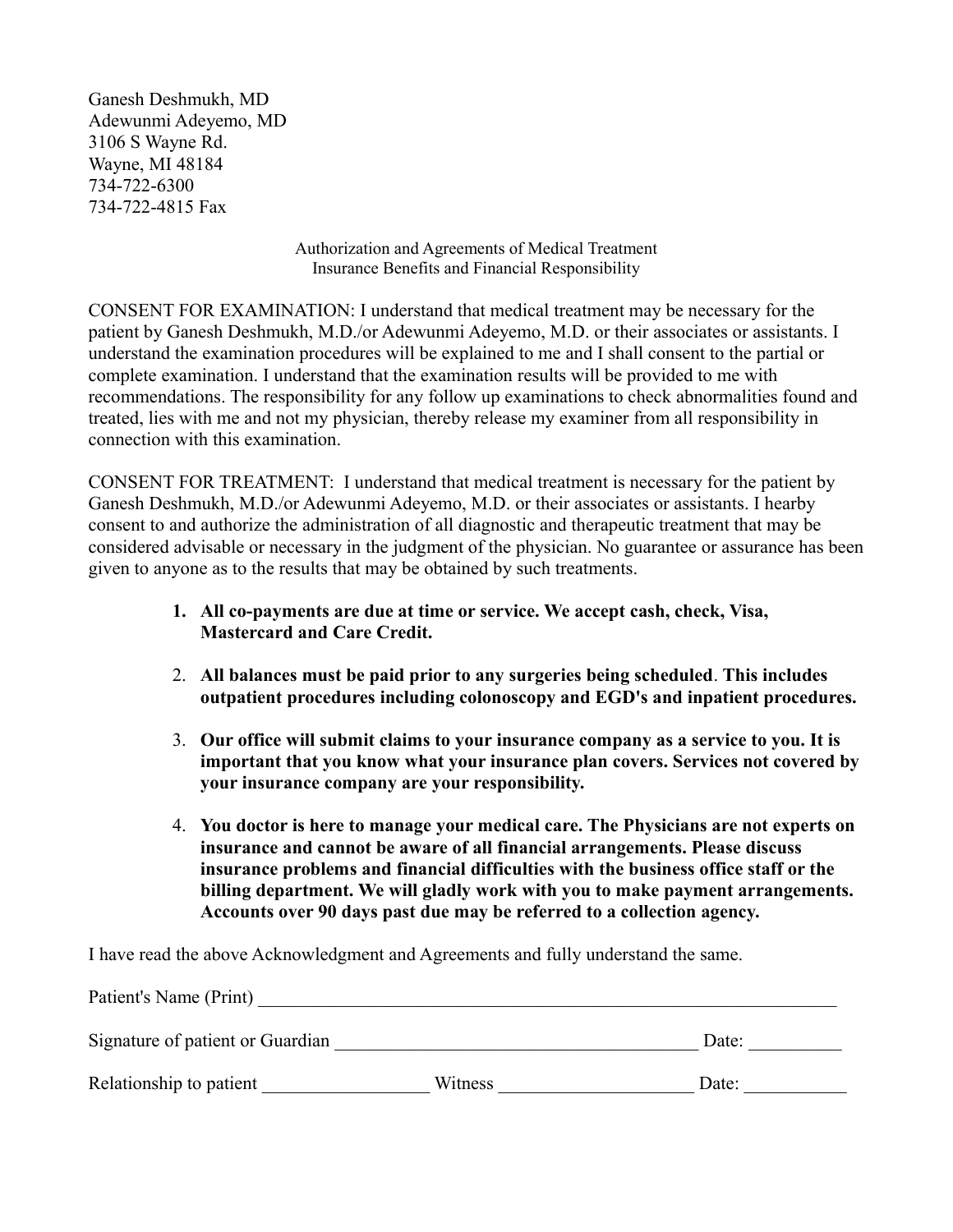Ganesh Deshmukh, MD
Adewunmi Adeyemo, MD
3106 S Wayne Rd.
Wayne, MI 48184
734-722-6300
734-722-4815 Fax

Authorization and Agreements of Medical Treatment
Insurance Benefits and Financial Responsibility

CONSENT FOR EXAMINATION: I understand that medical treatment may be necessary for the patient by Ganesh Deshmukh, M.D./or Adewunmi Adeyemo, M.D. or their associates or assistants. I understand the examination procedures will be explained to me and I shall consent to the partial or complete examination. I understand that the examination results will be provided to me with recommendations. The responsibility for any follow up examinations to check abnormalities found and treated, lies with me and not my physician, thereby release my examiner from all responsibility in connection with this examination.

CONSENT FOR TREATMENT: I understand that medical treatment is necessary for the patient by Ganesh Deshmukh, M.D./or Adewunmi Adeyemo, M.D. or their associates or assistants. I hearby consent to and authorize the administration of all diagnostic and therapeutic treatment that may be considered advisable or necessary in the judgment of the physician. No guarantee or assurance has been given to anyone as to the results that may be obtained by such treatments.

1. **All co-payments are due at time or service. We accept cash, check, Visa, Mastercard and Care Credit.**
2. **All balances must be paid prior to any surgeries being scheduled**. **This includes outpatient procedures including colonoscopy and EGD's and inpatient procedures.**
3. **Our office will submit claims to your insurance company as a service to you. It is important that you know what your insurance plan covers. Services not covered by your insurance company are your responsibility.**
4. **You doctor is here to manage your medical care. The Physicians are not experts on insurance and cannot be aware of all financial arrangements. Please discuss insurance problems and financial difficulties with the business office staff or the billing department. We will gladly work with you to make payment arrangements. Accounts over 90 days past due may be referred to a collection agency.**

I have read the above Acknowledgment and Agreements and fully understand the same.

Patient's Name (Print) ____________________________________________________________

Signature of patient or Guardian ____________________________________ Date: __________

Relationship to patient _________________ Witness ____________________ Date: ___________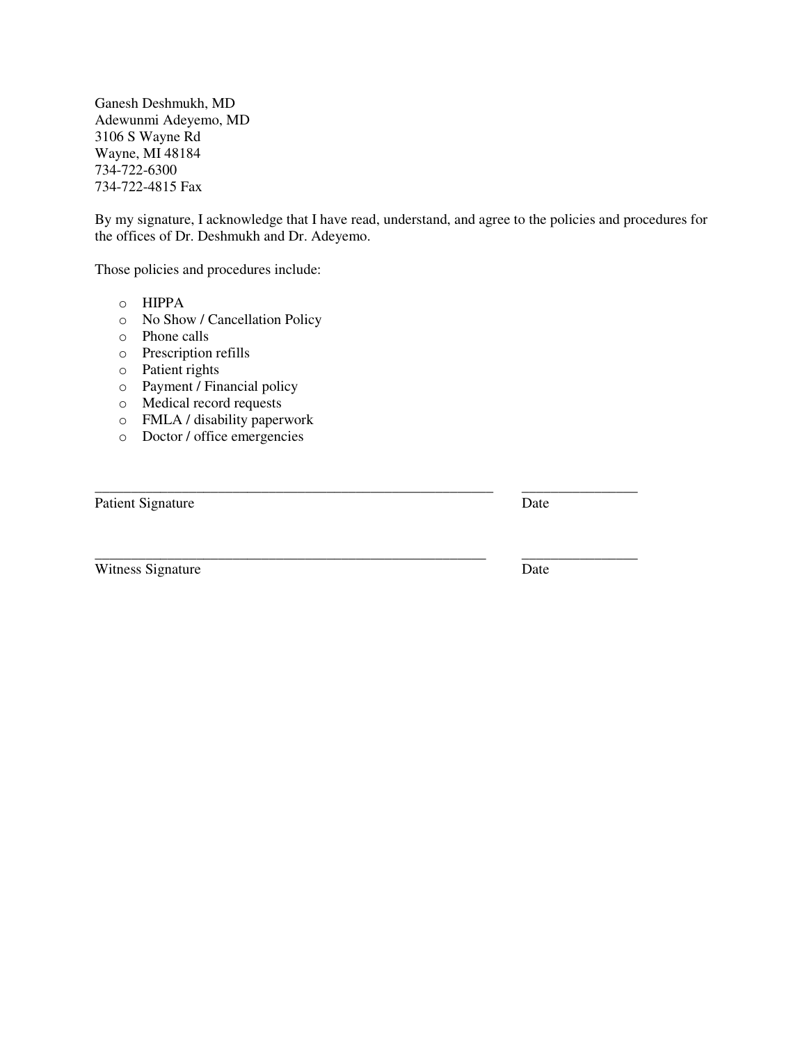Ganesh Deshmukh, MD
Adewunmi Adeyemo, MD
3106 S Wayne Rd
Wayne, MI 48184
734-722-6300
734-722-4815 Fax

By my signature, I acknowledge that I have read, understand, and agree to the policies and procedures for the offices of Dr. Deshmukh and Dr. Adeyemo.

Those policies and procedures include:

- HIPPA
- No Show / Cancellation Policy
- Phone calls
- Prescription refills
- Patient rights
- Payment / Financial policy
- Medical record requests
- FMLA / disability paperwork
- Doctor / office emergencies

_________________________________________________________ _______________

Patient Signature Date

_________________________________________________________ _______________

Witness Signature Date